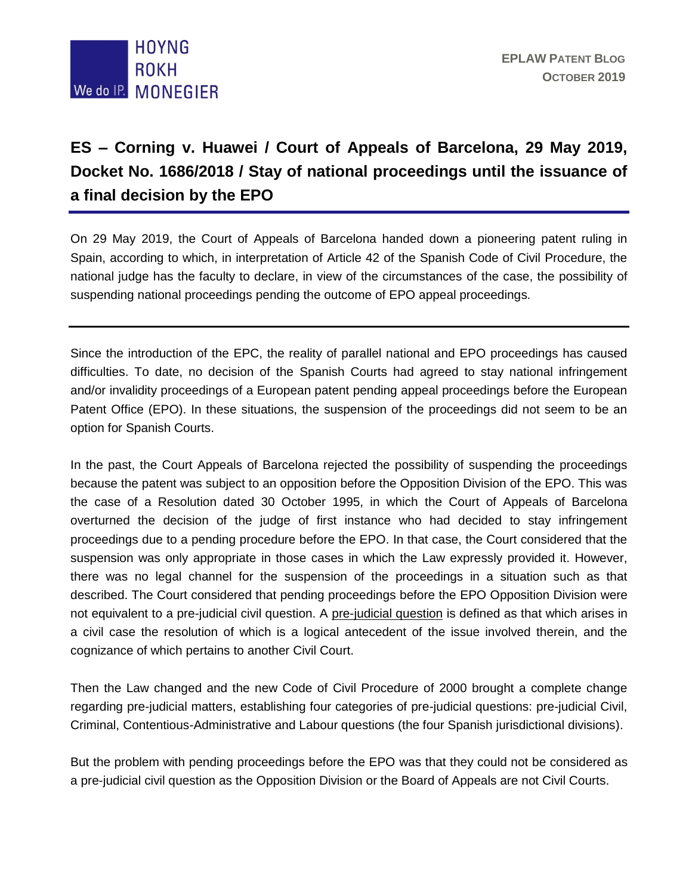# ES – Corning v. Huawei / Court of Appeals of Barcelona, 29 May 2019, Docket No. 1686/2018 / Stay of national proceedings until the issuance of a final decision by the EPO

On 29 May 2019, the Court of Appeals of Barcelona handed down a pioneering patent ruling in Spain, according to which, in interpretation of Article 42 of the Spanish Code of Civil Procedure, the national judge has the faculty to declare, in view of the circumstances of the case, the possibility of suspending national proceedings pending the outcome of EPO appeal proceedings.

---

Since the introduction of the EPC, the reality of parallel national and EPO proceedings has caused difficulties. To date, no decision of the Spanish Courts had agreed to stay national infringement and/or invalidity proceedings of a European patent pending appeal proceedings before the European Patent Office (EPO). In these situations, the suspension of the proceedings did not seem to be an option for Spanish Courts.

In the past, the Court Appeals of Barcelona rejected the possibility of suspending the proceedings because the patent was subject to an opposition before the Opposition Division of the EPO. This was the case of a Resolution dated 30 October 1995, in which the Court of Appeals of Barcelona overturned the decision of the judge of first instance who had decided to stay infringement proceedings due to a pending procedure before the EPO. In that case, the Court considered that the suspension was only appropriate in those cases in which the Law expressly provided it. However, there was no legal channel for the suspension of the proceedings in a situation such as that described. The Court considered that pending proceedings before the EPO Opposition Division were not equivalent to a pre-judicial civil question. A pre-judicial question is defined as that which arises in a civil case the resolution of which is a logical antecedent of the issue involved therein, and the cognizance of which pertains to another Civil Court.

Then the Law changed and the new Code of Civil Procedure of 2000 brought a complete change regarding pre-judicial matters, establishing four categories of pre-judicial questions: pre-judicial Civil, Criminal, Contentious-Administrative and Labour questions (the four Spanish jurisdictional divisions).

But the problem with pending proceedings before the EPO was that they could not be considered as a pre-judicial civil question as the Opposition Division or the Board of Appeals are not Civil Courts.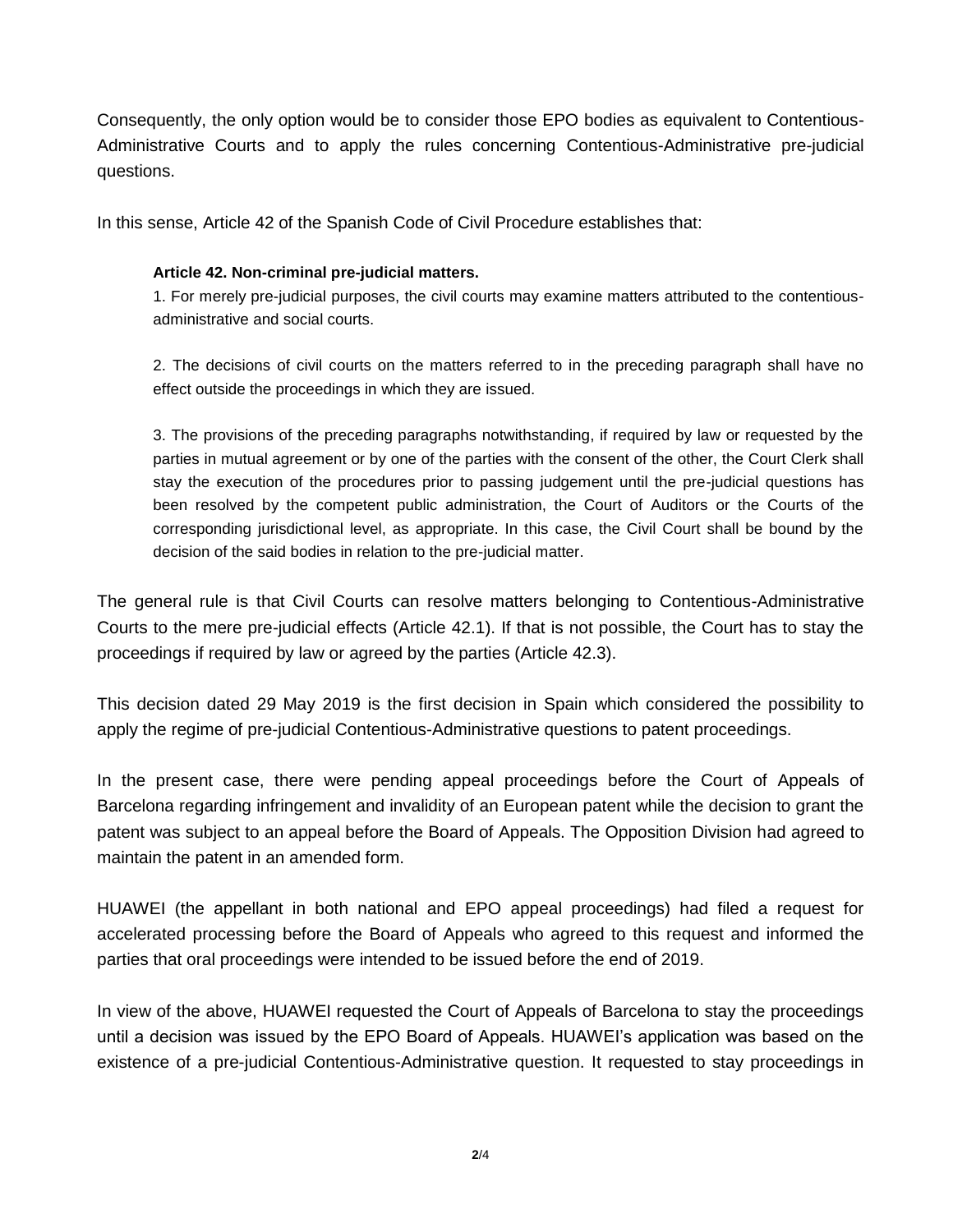Consequently, the only option would be to consider those EPO bodies as equivalent to Contentious-Administrative Courts and to apply the rules concerning Contentious-Administrative pre-judicial questions.

In this sense, Article 42 of the Spanish Code of Civil Procedure establishes that:

> **Article 42. Non-criminal pre-judicial matters.**
>
> 1. For merely pre-judicial purposes, the civil courts may examine matters attributed to the contentious-administrative and social courts.
>
> 2. The decisions of civil courts on the matters referred to in the preceding paragraph shall have no effect outside the proceedings in which they are issued.
>
> 3. The provisions of the preceding paragraphs notwithstanding, if required by law or requested by the parties in mutual agreement or by one of the parties with the consent of the other, the Court Clerk shall stay the execution of the procedures prior to passing judgement until the pre-judicial questions has been resolved by the competent public administration, the Court of Auditors or the Courts of the corresponding jurisdictional level, as appropriate. In this case, the Civil Court shall be bound by the decision of the said bodies in relation to the pre-judicial matter.

The general rule is that Civil Courts can resolve matters belonging to Contentious-Administrative Courts to the mere pre-judicial effects (Article 42.1). If that is not possible, the Court has to stay the proceedings if required by law or agreed by the parties (Article 42.3).

This decision dated 29 May 2019 is the first decision in Spain which considered the possibility to apply the regime of pre-judicial Contentious-Administrative questions to patent proceedings.

In the present case, there were pending appeal proceedings before the Court of Appeals of Barcelona regarding infringement and invalidity of an European patent while the decision to grant the patent was subject to an appeal before the Board of Appeals. The Opposition Division had agreed to maintain the patent in an amended form.

HUAWEI (the appellant in both national and EPO appeal proceedings) had filed a request for accelerated processing before the Board of Appeals who agreed to this request and informed the parties that oral proceedings were intended to be issued before the end of 2019.

In view of the above, HUAWEI requested the Court of Appeals of Barcelona to stay the proceedings until a decision was issued by the EPO Board of Appeals. HUAWEI's application was based on the existence of a pre-judicial Contentious-Administrative question. It requested to stay proceedings in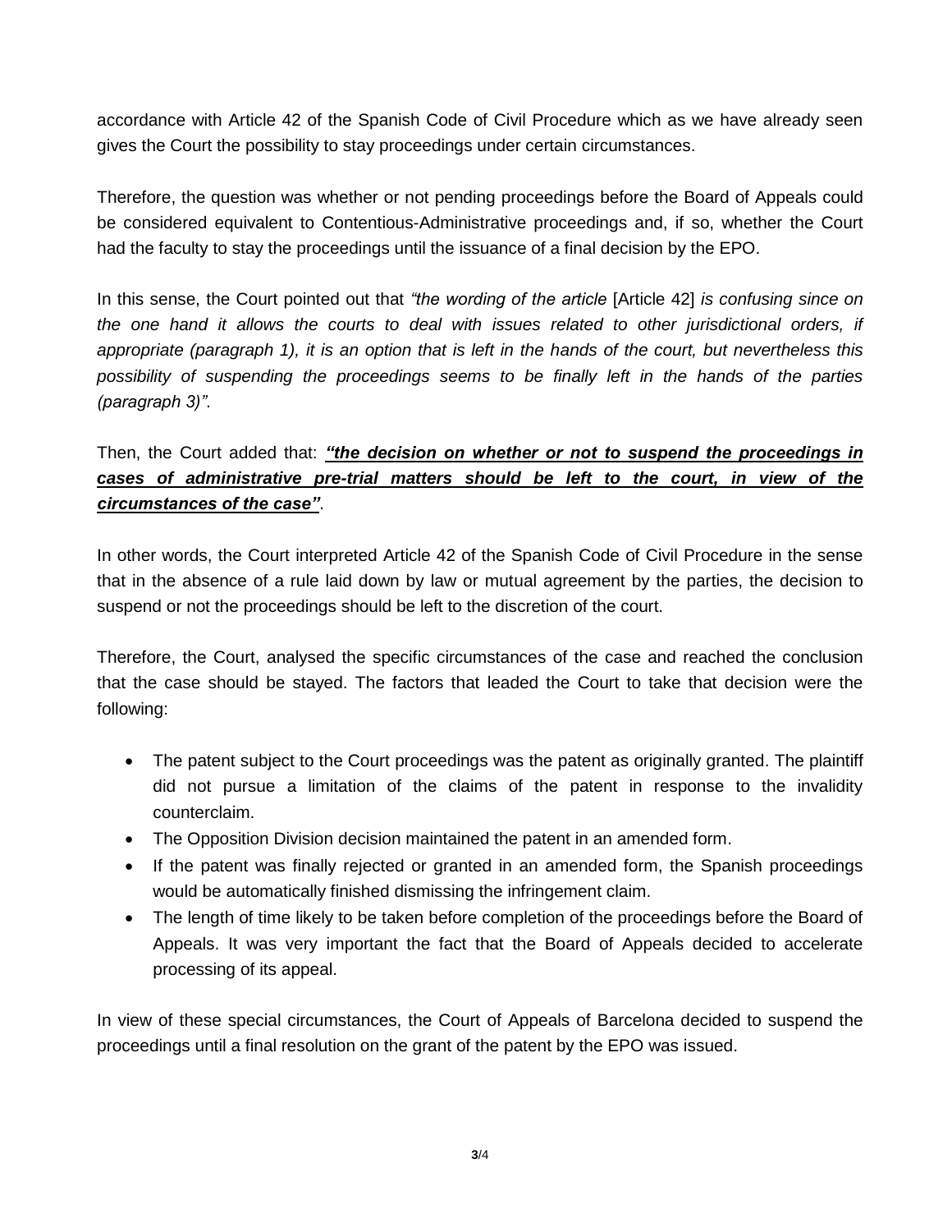accordance with Article 42 of the Spanish Code of Civil Procedure which as we have already seen gives the Court the possibility to stay proceedings under certain circumstances.

Therefore, the question was whether or not pending proceedings before the Board of Appeals could be considered equivalent to Contentious-Administrative proceedings and, if so, whether the Court had the faculty to stay the proceedings until the issuance of a final decision by the EPO.

In this sense, the Court pointed out that *"the wording of the article* [Article 42] *is confusing since on the one hand it allows the courts to deal with issues related to other jurisdictional orders, if appropriate (paragraph 1), it is an option that is left in the hands of the court, but nevertheless this possibility of suspending the proceedings seems to be finally left in the hands of the parties (paragraph 3)"*.

Then, the Court added that: ***"the decision on whether or not to suspend the proceedings in cases of administrative pre-trial matters should be left to the court, in view of the circumstances of the case"***.

In other words, the Court interpreted Article 42 of the Spanish Code of Civil Procedure in the sense that in the absence of a rule laid down by law or mutual agreement by the parties, the decision to suspend or not the proceedings should be left to the discretion of the court.

Therefore, the Court, analysed the specific circumstances of the case and reached the conclusion that the case should be stayed. The factors that leaded the Court to take that decision were the following:

- The patent subject to the Court proceedings was the patent as originally granted. The plaintiff did not pursue a limitation of the claims of the patent in response to the invalidity counterclaim.
- The Opposition Division decision maintained the patent in an amended form.
- If the patent was finally rejected or granted in an amended form, the Spanish proceedings would be automatically finished dismissing the infringement claim.
- The length of time likely to be taken before completion of the proceedings before the Board of Appeals. It was very important the fact that the Board of Appeals decided to accelerate processing of its appeal.

In view of these special circumstances, the Court of Appeals of Barcelona decided to suspend the proceedings until a final resolution on the grant of the patent by the EPO was issued.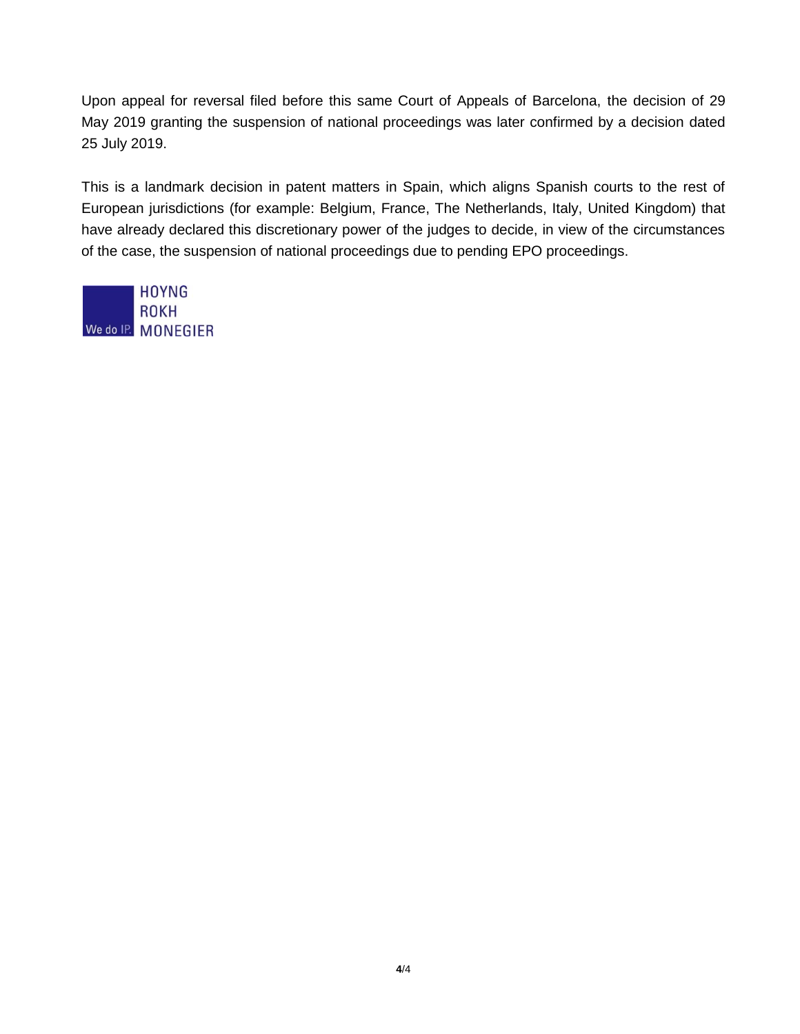Upon appeal for reversal filed before this same Court of Appeals of Barcelona, the decision of 29 May 2019 granting the suspension of national proceedings was later confirmed by a decision dated 25 July 2019.

This is a landmark decision in patent matters in Spain, which aligns Spanish courts to the rest of European jurisdictions (for example: Belgium, France, The Netherlands, Italy, United Kingdom) that have already declared this discretionary power of the judges to decide, in view of the circumstances of the case, the suspension of national proceedings due to pending EPO proceedings.

HOYNG
ROKH
We do IP. MONEGIER